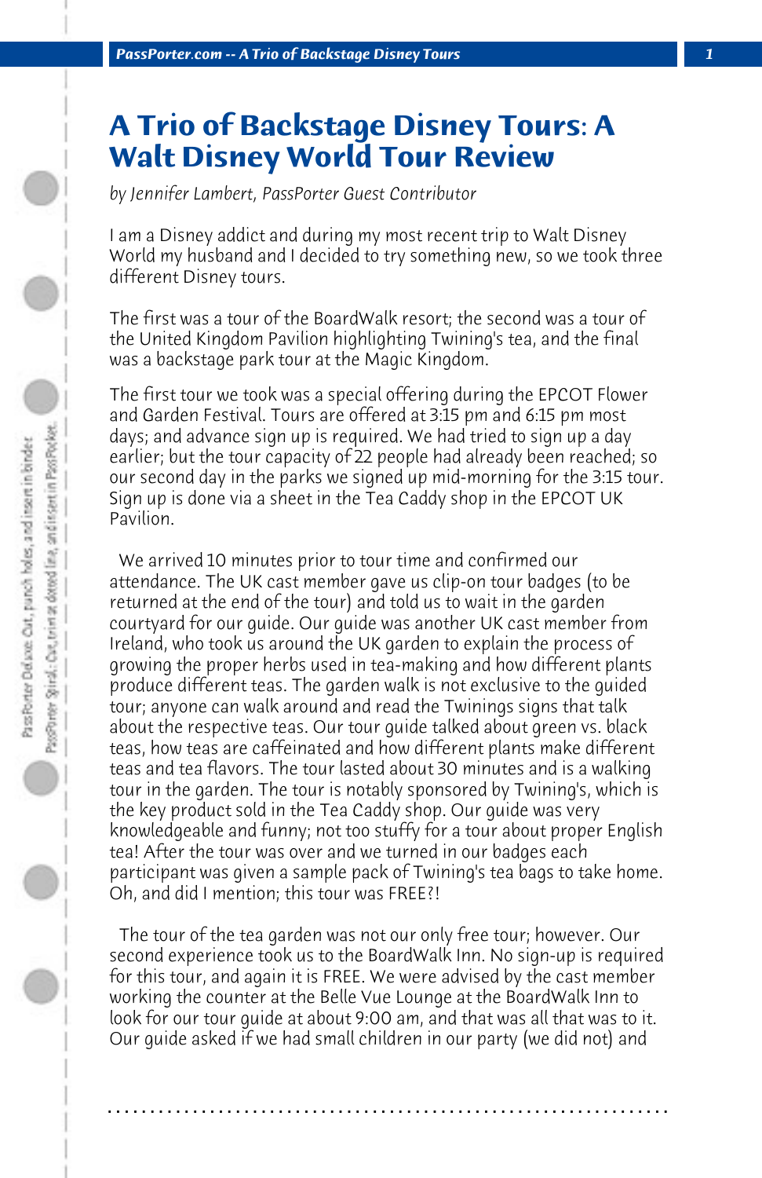# A Trio of Backstage Disney Tours: A Walt Disney World Tour Review

*by Jennifer Lambert, PassPorter Guest Contributor*

I am a Disney addict and during my most recent trip to Walt Disney World my husband and I decided to try something new, so we took three different Disney tours.

The first was a tour of the BoardWalk resort; the second was a tour of the United Kingdom Pavilion highlighting Twining's tea, and the final was a backstage park tour at the Magic Kingdom.

The first tour we took was a special offering during the EPCOT Flower and Garden Festival. Tours are offered at 3:15 pm and 6:15 pm most days; and advance sign up is required. We had tried to sign up a day earlier; but the tour capacity of 22 people had already been reached; so our second day in the parks we signed up mid-morning for the 3:15 tour. Sign up is done via a sheet in the Tea Caddy shop in the EPCOT UK Pavilion.

We arrived 10 minutes prior to tour time and confirmed our attendance. The UK cast member gave us clip-on tour badges (to be returned at the end of the tour) and told us to wait in the garden courtyard for our guide. Our guide was another UK cast member from Ireland, who took us around the UK garden to explain the process of growing the proper herbs used in tea-making and how different plants produce different teas. The garden walk is not exclusive to the guided tour; anyone can walk around and read the Twinings signs that talk about the respective teas. Our tour guide talked about green vs. black teas, how teas are caffeinated and how different plants make different teas and tea flavors. The tour lasted about 30 minutes and is a walking tour in the garden. The tour is notably sponsored by Twining's, which is the key product sold in the Tea Caddy shop. Our guide was very knowledgeable and funny; not too stuffy for a tour about proper English tea! After the tour was over and we turned in our badges each participant was given a sample pack of Twining's tea bags to take home. Oh, and did I mention; this tour was FREE?!

The tour of the tea garden was not our only free tour; however. Our second experience took us to the BoardWalk Inn. No sign-up is required for this tour, and again it is FREE. We were advised by the cast member working the counter at the Belle Vue Lounge at the BoardWalk Inn to look for our tour guide at about 9:00 am, and that was all that was to it. Our guide asked if we had small children in our party (we did not) and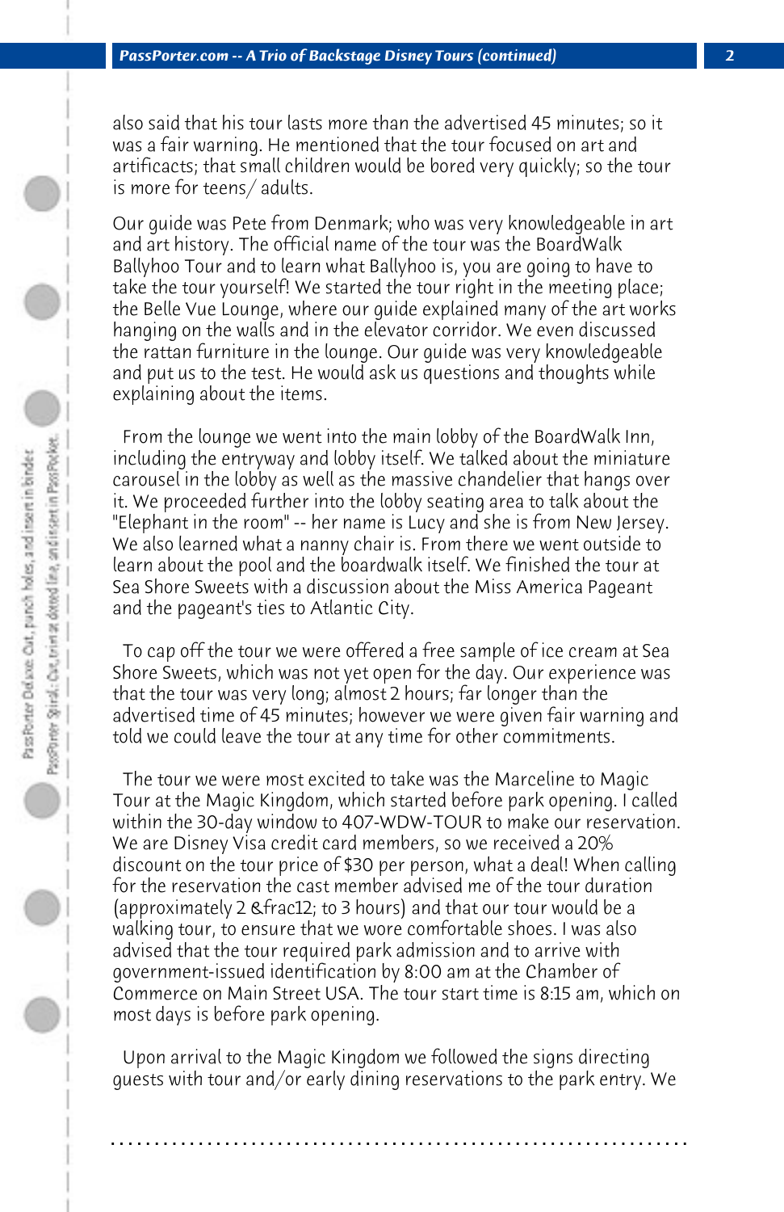also said that his tour lasts more than the advertised 45 minutes; so it was a fair warning. He mentioned that the tour focused on art and artificacts; that small children would be bored very quickly; so the tour is more for teens/ adults.

Our guide was Pete from Denmark; who was very knowledgeable in art and art history. The official name of the tour was the BoardWalk Ballyhoo Tour and to learn what Ballyhoo is, you are going to have to take the tour yourself! We started the tour right in the meeting place; the Belle Vue Lounge, where our guide explained many of the art works hanging on the walls and in the elevator corridor. We even discussed the rattan furniture in the lounge. Our guide was very knowledgeable and put us to the test. He would ask us questions and thoughts while explaining about the items.

From the lounge we went into the main lobby of the BoardWalk Inn, including the entryway and lobby itself. We talked about the miniature carousel in the lobby as well as the massive chandelier that hangs over it. We proceeded further into the lobby seating area to talk about the "Elephant in the room" -- her name is Lucy and she is from New Jersey. We also learned what a nanny chair is. From there we went outside to learn about the pool and the boardwalk itself. We finished the tour at Sea Shore Sweets with a discussion about the Miss America Pageant and the pageant's ties to Atlantic City.

To cap off the tour we were offered a free sample of ice cream at Sea Shore Sweets, which was not yet open for the day. Our experience was that the tour was very long; almost 2 hours; far longer than the advertised time of 45 minutes; however we were given fair warning and told we could leave the tour at any time for other commitments.

The tour we were most excited to take was the Marceline to Magic Tour at the Magic Kingdom, which started before park opening. I called within the 30-day window to 407-WDW-TOUR to make our reservation. We are Disney Visa credit card members, so we received a 20% discount on the tour price of $30 per person, what a deal! When calling for the reservation the cast member advised me of the tour duration (approximately 2 &frac12; to 3 hours) and that our tour would be a walking tour, to ensure that we wore comfortable shoes. I was also advised that the tour required park admission and to arrive with government-issued identification by 8:00 am at the Chamber of Commerce on Main Street USA. The tour start time is 8:15 am, which on most days is before park opening.

Upon arrival to the Magic Kingdom we followed the signs directing guests with tour and/or early dining reservations to the park entry. We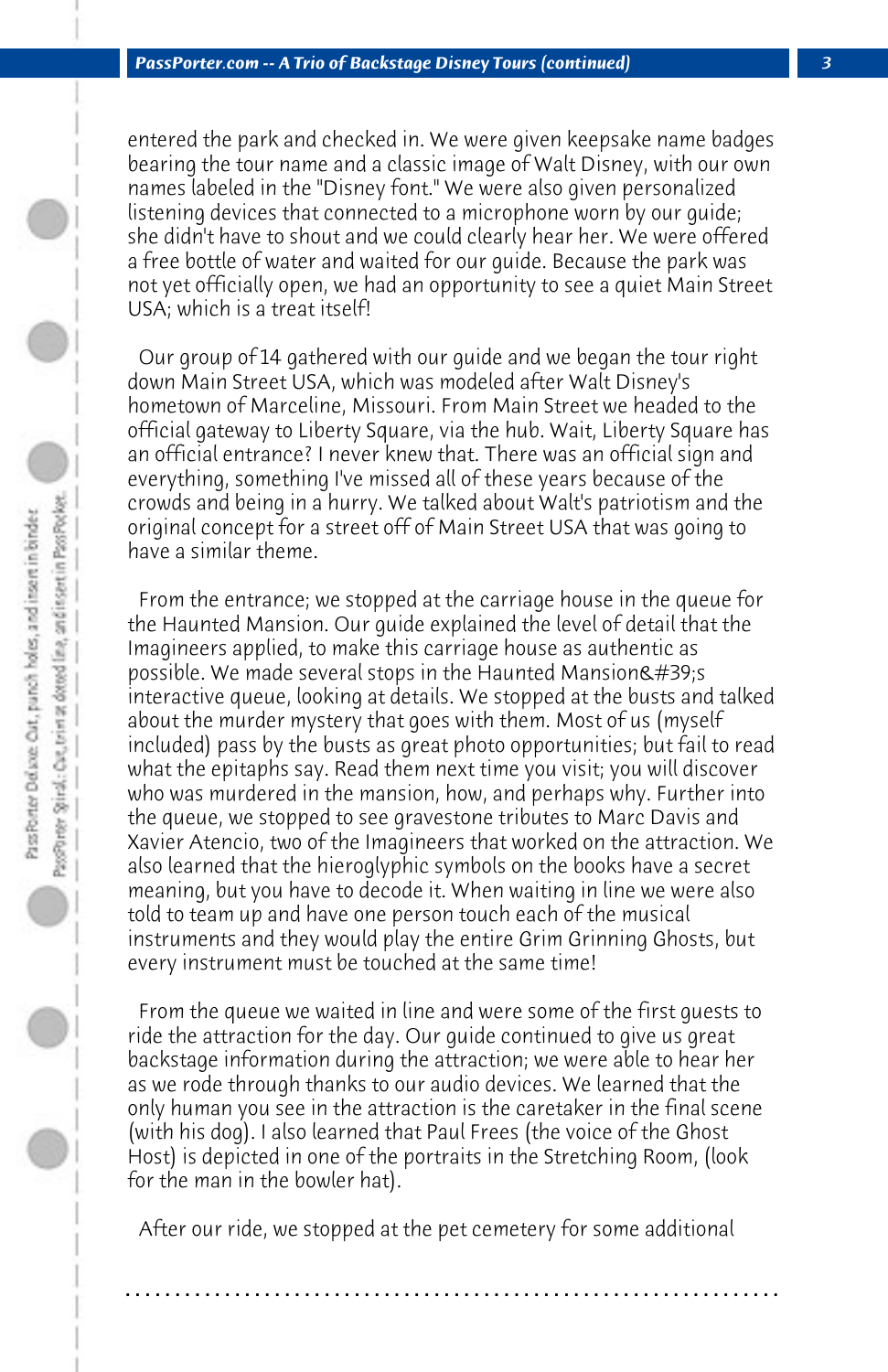entered the park and checked in. We were given keepsake name badges bearing the tour name and a classic image of Walt Disney, with our own names labeled in the "Disney font." We were also given personalized listening devices that connected to a microphone worn by our guide; she didn't have to shout and we could clearly hear her. We were offered a free bottle of water and waited for our guide. Because the park was not yet officially open, we had an opportunity to see a quiet Main Street USA; which is a treat itself!

Our group of 14 gathered with our guide and we began the tour right down Main Street USA, which was modeled after Walt Disney's hometown of Marceline, Missouri. From Main Street we headed to the official gateway to Liberty Square, via the hub. Wait, Liberty Square has an official entrance? I never knew that. There was an official sign and everything, something I've missed all of these years because of the crowds and being in a hurry. We talked about Walt's patriotism and the original concept for a street off of Main Street USA that was going to have a similar theme.

From the entrance; we stopped at the carriage house in the queue for the Haunted Mansion. Our guide explained the level of detail that the Imagineers applied, to make this carriage house as authentic as possible. We made several stops in the Haunted Mansion&#39;s interactive queue, looking at details. We stopped at the busts and talked about the murder mystery that goes with them. Most of us (myself included) pass by the busts as great photo opportunities; but fail to read what the epitaphs say. Read them next time you visit; you will discover who was murdered in the mansion, how, and perhaps why. Further into the queue, we stopped to see gravestone tributes to Marc Davis and Xavier Atencio, two of the Imagineers that worked on the attraction. We also learned that the hieroglyphic symbols on the books have a secret meaning, but you have to decode it. When waiting in line we were also told to team up and have one person touch each of the musical instruments and they would play the entire Grim Grinning Ghosts, but every instrument must be touched at the same time!

From the queue we waited in line and were some of the first guests to ride the attraction for the day. Our guide continued to give us great backstage information during the attraction; we were able to hear her as we rode through thanks to our audio devices. We learned that the only human you see in the attraction is the caretaker in the final scene (with his dog). I also learned that Paul Frees (the voice of the Ghost Host) is depicted in one of the portraits in the Stretching Room, (look for the man in the bowler hat).

After our ride, we stopped at the pet cemetery for some additional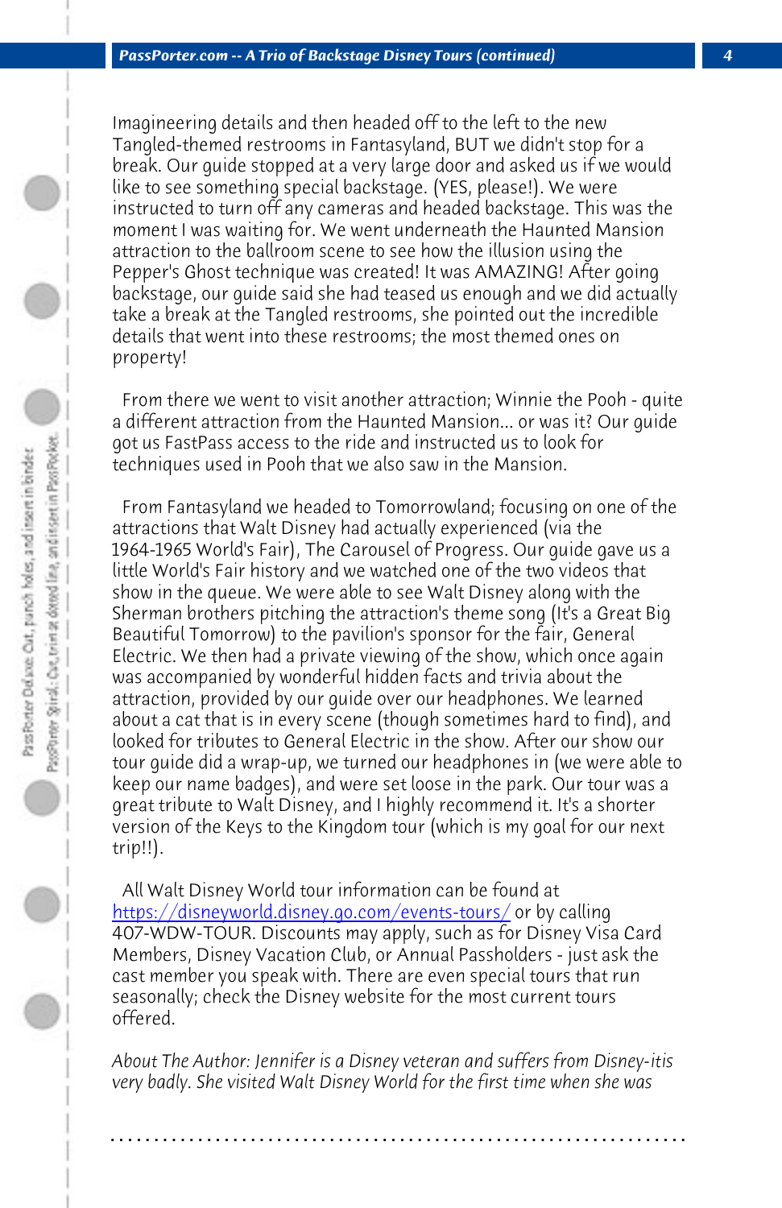Imagineering details and then headed off to the left to the new Tangled-themed restrooms in Fantasyland, BUT we didn't stop for a break. Our guide stopped at a very large door and asked us if we would like to see something special backstage. (YES, please!). We were instructed to turn off any cameras and headed backstage. This was the moment I was waiting for. We went underneath the Haunted Mansion attraction to the ballroom scene to see how the illusion using the Pepper's Ghost technique was created! It was AMAZING! After going backstage, our guide said she had teased us enough and we did actually take a break at the Tangled restrooms, she pointed out the incredible details that went into these restrooms; the most themed ones on property!

From there we went to visit another attraction; Winnie the Pooh - quite a different attraction from the Haunted Mansion... or was it? Our guide got us FastPass access to the ride and instructed us to look for techniques used in Pooh that we also saw in the Mansion.

From Fantasyland we headed to Tomorrowland; focusing on one of the attractions that Walt Disney had actually experienced (via the 1964-1965 World's Fair), The Carousel of Progress. Our guide gave us a little World's Fair history and we watched one of the two videos that show in the queue. We were able to see Walt Disney along with the Sherman brothers pitching the attraction's theme song (It's a Great Big Beautiful Tomorrow) to the pavilion's sponsor for the fair, General Electric. We then had a private viewing of the show, which once again was accompanied by wonderful hidden facts and trivia about the attraction, provided by our guide over our headphones. We learned about a cat that is in every scene (though sometimes hard to find), and looked for tributes to General Electric in the show. After our show our tour guide did a wrap-up, we turned our headphones in (we were able to keep our name badges), and were set loose in the park. Our tour was a great tribute to Walt Disney, and I highly recommend it. It's a shorter version of the Keys to the Kingdom tour (which is my goal for our next trip!!).

All Walt Disney World tour information can be found at [https://disneyworld.disney.go.com/events-tours/](https://disneyworld.disney.go.com/events-tours/) or by calling 407-WDW-TOUR. Discounts may apply, such as for Disney Visa Card Members, Disney Vacation Club, or Annual Passholders - just ask the cast member you speak with. There are even special tours that run seasonally; check the Disney website for the most current tours offered.

*About The Author: Jennifer is a Disney veteran and suffers from Disney-itis very badly. She visited Walt Disney World for the first time when she was*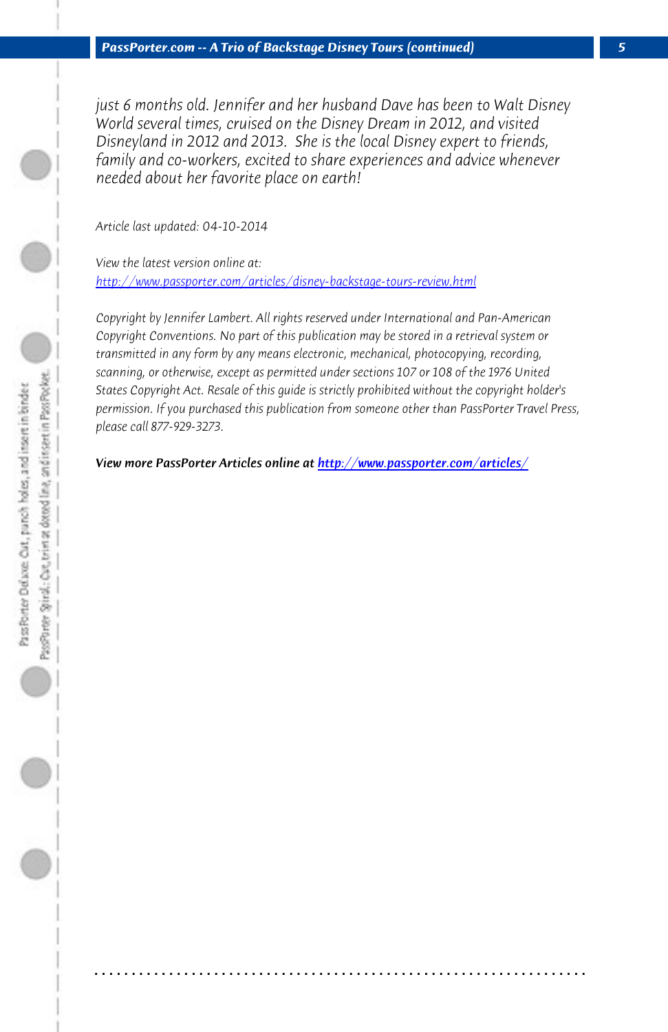*just 6 months old. Jennifer and her husband Dave has been to Walt Disney World several times, cruised on the Disney Dream in 2012, and visited Disneyland in 2012 and 2013. She is the local Disney expert to friends, family and co-workers, excited to share experiences and advice whenever needed about her favorite place on earth!*

*Article last updated: 04-10-2014*

*View the latest version online at:*
*http://www.passporter.com/articles/disney-backstage-tours-review.html*

*Copyright by Jennifer Lambert. All rights reserved under International and Pan-American Copyright Conventions. No part of this publication may be stored in a retrieval system or transmitted in any form by any means electronic, mechanical, photocopying, recording, scanning, or otherwise, except as permitted under sections 107 or 108 of the 1976 United States Copyright Act. Resale of this guide is strictly prohibited without the copyright holder's permission. If you purchased this publication from someone other than PassPorter Travel Press, please call 877-929-3273.*

***View more PassPorter Articles online at http://www.passporter.com/articles/***